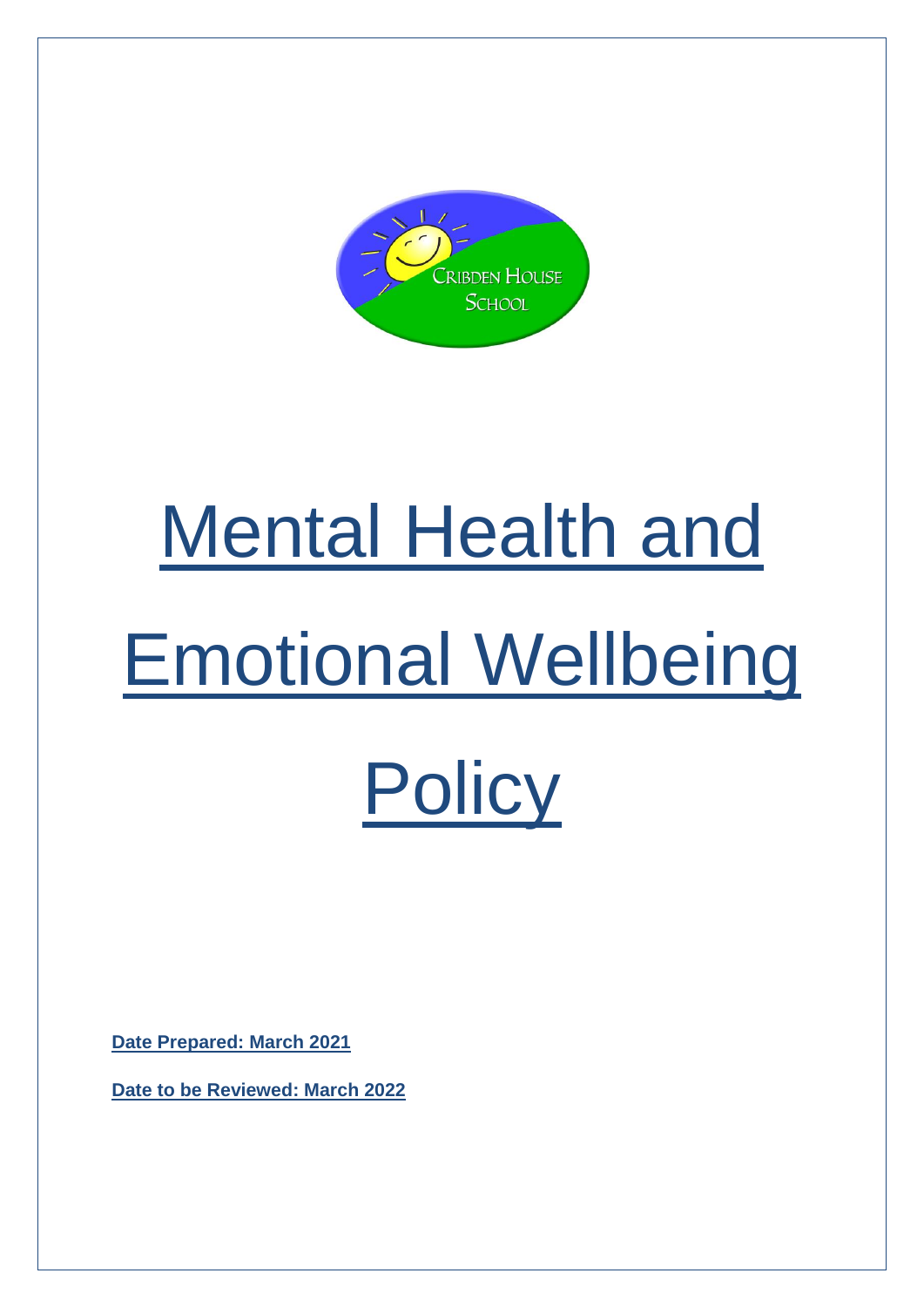CRIBDEN HOUSE SCHOOL

# Mental Health and Emotional Wellbeing Policy

**Date Prepared: March 2021**

**Date to be Reviewed: March 2022**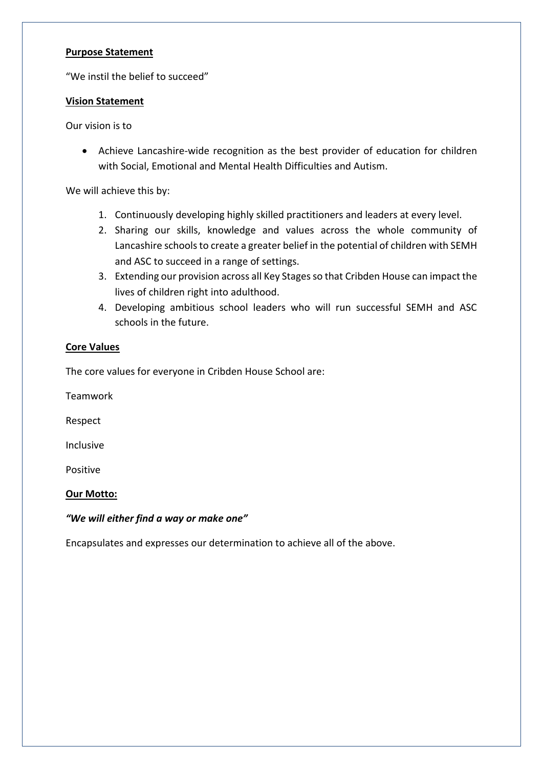**Purpose Statement**

"We instil the belief to succeed"

**Vision Statement**

Our vision is to

- Achieve Lancashire-wide recognition as the best provider of education for children with Social, Emotional and Mental Health Difficulties and Autism.

We will achieve this by:

1. Continuously developing highly skilled practitioners and leaders at every level.
2. Sharing our skills, knowledge and values across the whole community of Lancashire schools to create a greater belief in the potential of children with SEMH and ASC to succeed in a range of settings.
3. Extending our provision across all Key Stages so that Cribden House can impact the lives of children right into adulthood.
4. Developing ambitious school leaders who will run successful SEMH and ASC schools in the future.

**Core Values**

The core values for everyone in Cribden House School are:

Teamwork

Respect

Inclusive

Positive

**Our Motto:**

***"We will either find a way or make one"***

Encapsulates and expresses our determination to achieve all of the above.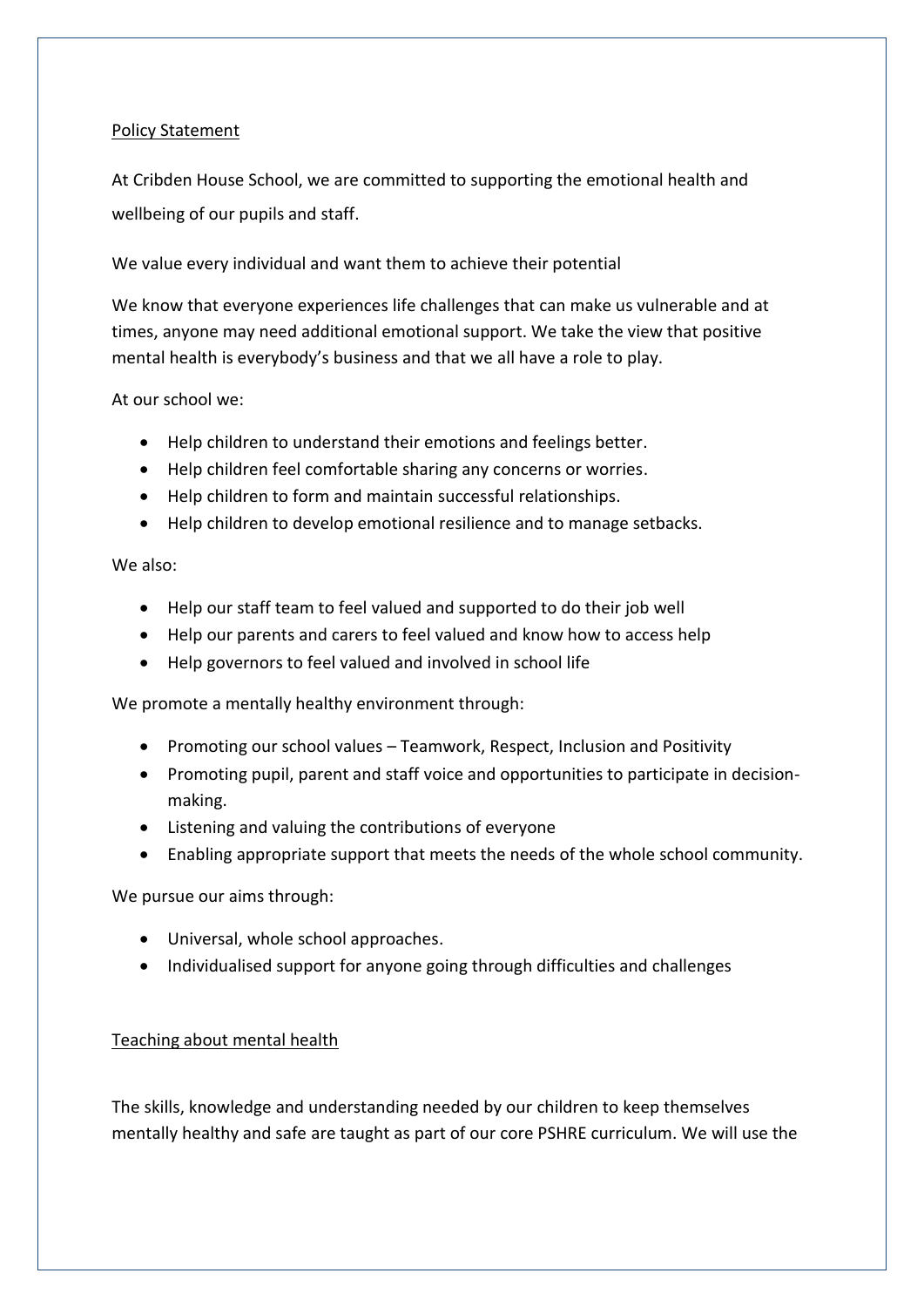## Policy Statement

At Cribden House School, we are committed to supporting the emotional health and wellbeing of our pupils and staff.

We value every individual and want them to achieve their potential

We know that everyone experiences life challenges that can make us vulnerable and at times, anyone may need additional emotional support. We take the view that positive mental health is everybody's business and that we all have a role to play.

At our school we:

- Help children to understand their emotions and feelings better.
- Help children feel comfortable sharing any concerns or worries.
- Help children to form and maintain successful relationships.
- Help children to develop emotional resilience and to manage setbacks.

We also:

- Help our staff team to feel valued and supported to do their job well
- Help our parents and carers to feel valued and know how to access help
- Help governors to feel valued and involved in school life

We promote a mentally healthy environment through:

- Promoting our school values – Teamwork, Respect, Inclusion and Positivity
- Promoting pupil, parent and staff voice and opportunities to participate in decision-making.
- Listening and valuing the contributions of everyone
- Enabling appropriate support that meets the needs of the whole school community.

We pursue our aims through:

- Universal, whole school approaches.
- Individualised support for anyone going through difficulties and challenges

## Teaching about mental health

The skills, knowledge and understanding needed by our children to keep themselves mentally healthy and safe are taught as part of our core PSHRE curriculum. We will use the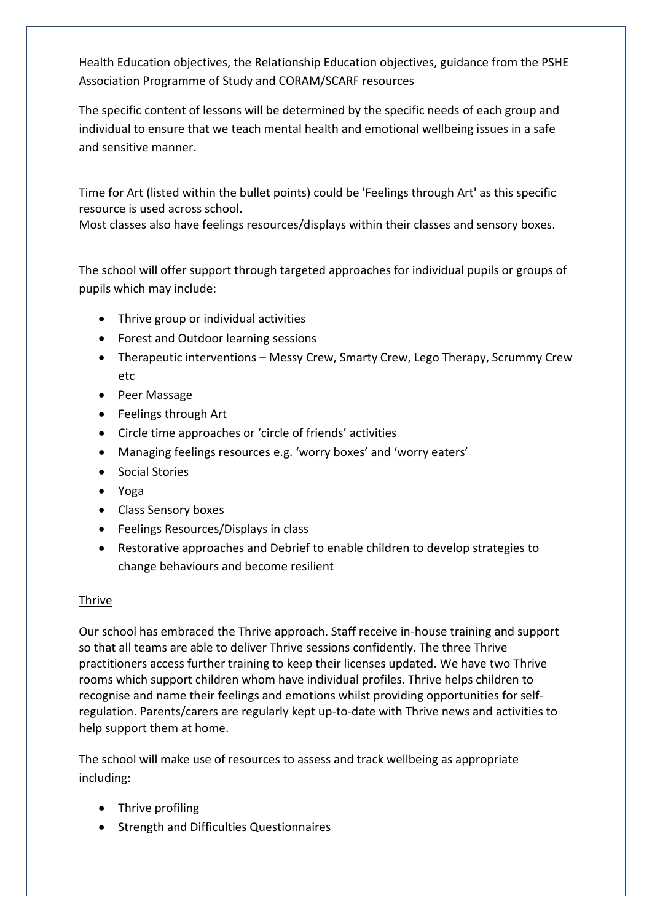Health Education objectives, the Relationship Education objectives, guidance from the PSHE Association Programme of Study and CORAM/SCARF resources

The specific content of lessons will be determined by the specific needs of each group and individual to ensure that we teach mental health and emotional wellbeing issues in a safe and sensitive manner.

Time for Art (listed within the bullet points) could be 'Feelings through Art' as this specific resource is used across school.
Most classes also have feelings resources/displays within their classes and sensory boxes.

The school will offer support through targeted approaches for individual pupils or groups of pupils which may include:

- Thrive group or individual activities
- Forest and Outdoor learning sessions
- Therapeutic interventions – Messy Crew, Smarty Crew, Lego Therapy, Scrummy Crew etc
- Peer Massage
- Feelings through Art
- Circle time approaches or 'circle of friends' activities
- Managing feelings resources e.g. 'worry boxes' and 'worry eaters'
- Social Stories
- Yoga
- Class Sensory boxes
- Feelings Resources/Displays in class
- Restorative approaches and Debrief to enable children to develop strategies to change behaviours and become resilient

Thrive

Our school has embraced the Thrive approach. Staff receive in-house training and support so that all teams are able to deliver Thrive sessions confidently. The three Thrive practitioners access further training to keep their licenses updated. We have two Thrive rooms which support children whom have individual profiles. Thrive helps children to recognise and name their feelings and emotions whilst providing opportunities for self-regulation. Parents/carers are regularly kept up-to-date with Thrive news and activities to help support them at home.

The school will make use of resources to assess and track wellbeing as appropriate including:

- Thrive profiling
- Strength and Difficulties Questionnaires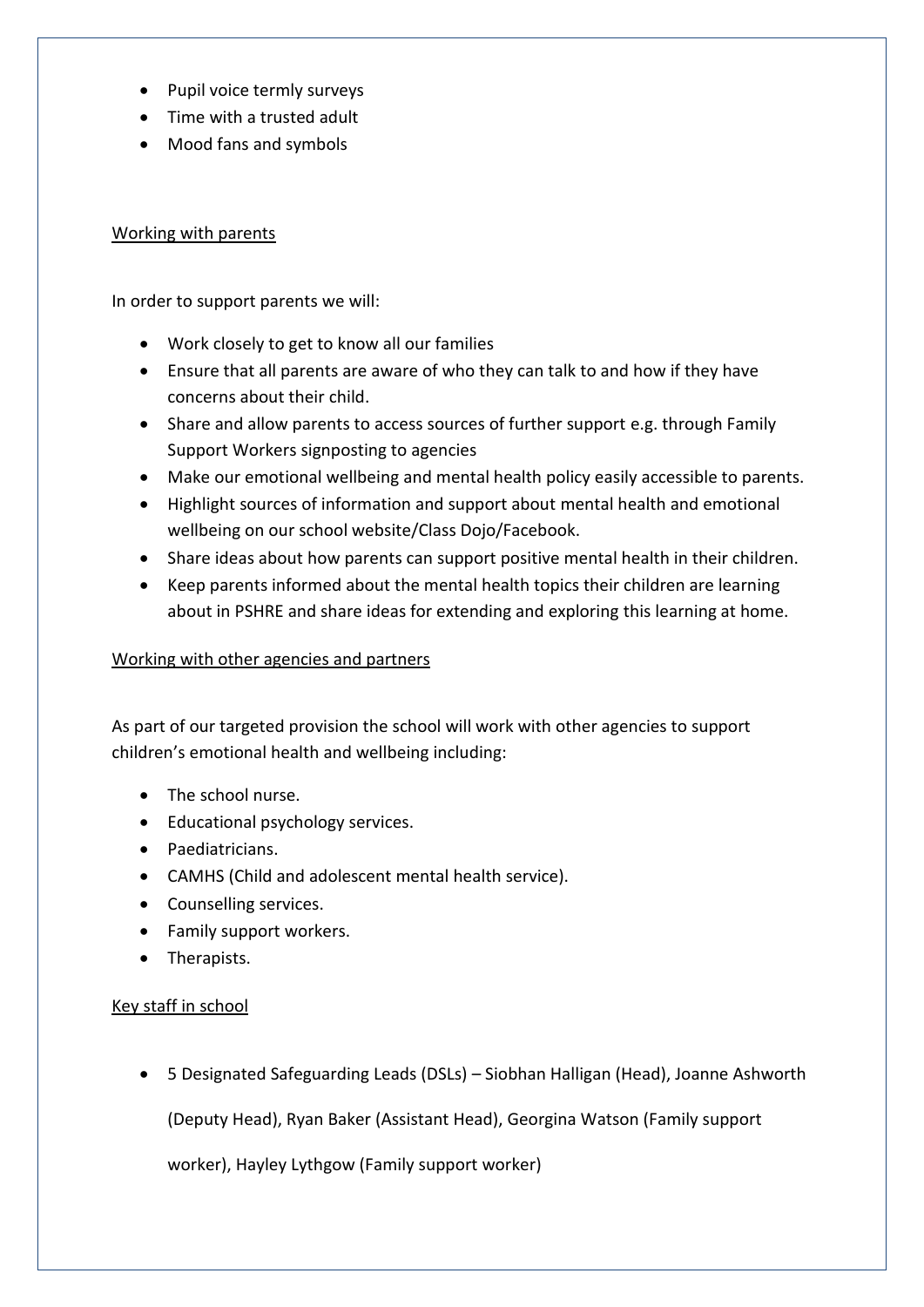- Pupil voice termly surveys
- Time with a trusted adult
- Mood fans and symbols

<u>Working with parents</u>

In order to support parents we will:

- Work closely to get to know all our families
- Ensure that all parents are aware of who they can talk to and how if they have concerns about their child.
- Share and allow parents to access sources of further support e.g. through Family Support Workers signposting to agencies
- Make our emotional wellbeing and mental health policy easily accessible to parents.
- Highlight sources of information and support about mental health and emotional wellbeing on our school website/Class Dojo/Facebook.
- Share ideas about how parents can support positive mental health in their children.
- Keep parents informed about the mental health topics their children are learning about in PSHRE and share ideas for extending and exploring this learning at home.

<u>Working with other agencies and partners</u>

As part of our targeted provision the school will work with other agencies to support children's emotional health and wellbeing including:

- The school nurse.
- Educational psychology services.
- Paediatricians.
- CAMHS (Child and adolescent mental health service).
- Counselling services.
- Family support workers.
- Therapists.

<u>Key staff in school</u>

- 5 Designated Safeguarding Leads (DSLs) – Siobhan Halligan (Head), Joanne Ashworth (Deputy Head), Ryan Baker (Assistant Head), Georgina Watson (Family support worker), Hayley Lythgow (Family support worker)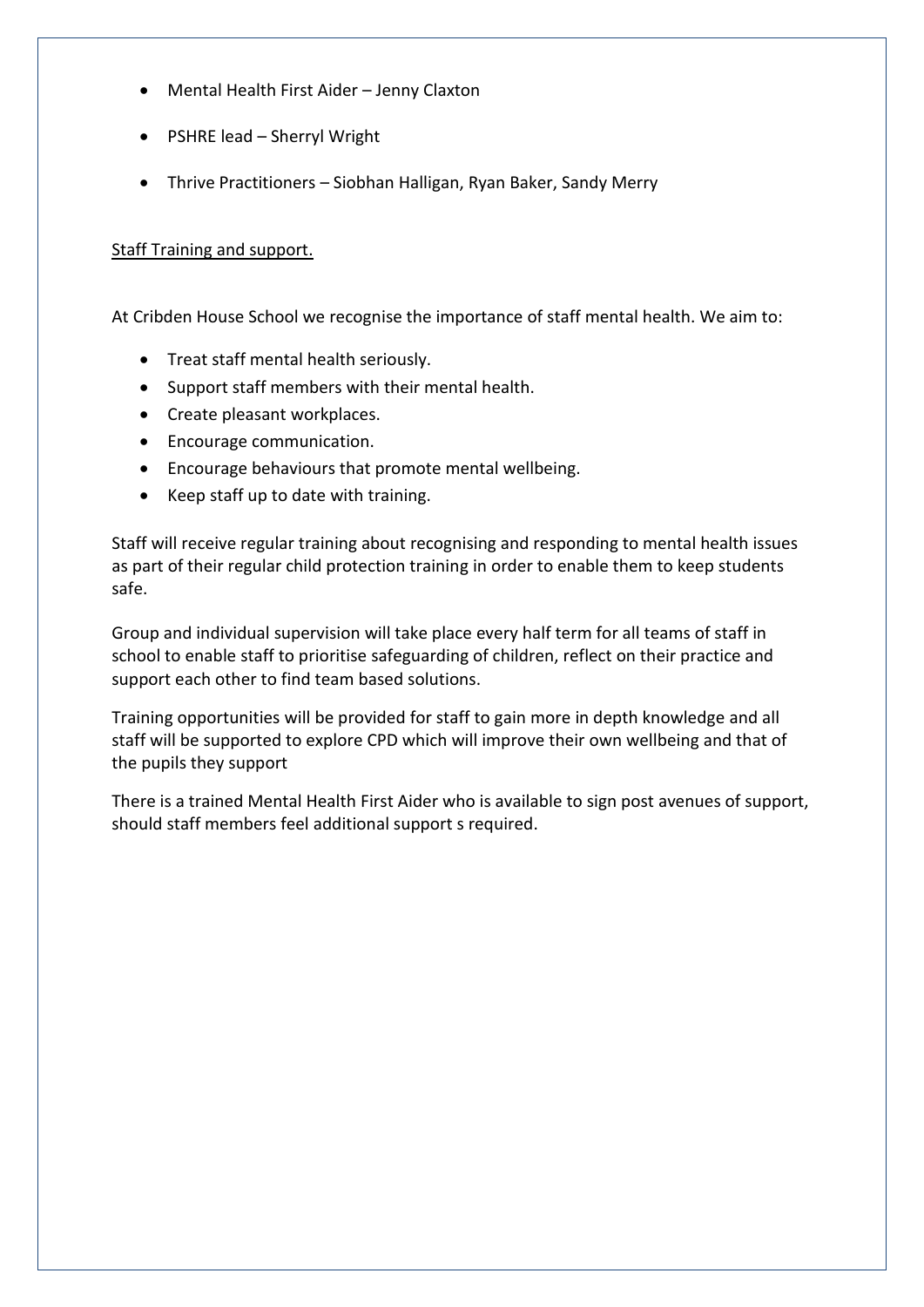- Mental Health First Aider – Jenny Claxton
- PSHRE lead – Sherryl Wright
- Thrive Practitioners – Siobhan Halligan, Ryan Baker, Sandy Merry

<u>Staff Training and support.</u>

At Cribden House School we recognise the importance of staff mental health. We aim to:

- Treat staff mental health seriously.
- Support staff members with their mental health.
- Create pleasant workplaces.
- Encourage communication.
- Encourage behaviours that promote mental wellbeing.
- Keep staff up to date with training.

Staff will receive regular training about recognising and responding to mental health issues as part of their regular child protection training in order to enable them to keep students safe.

Group and individual supervision will take place every half term for all teams of staff in school to enable staff to prioritise safeguarding of children, reflect on their practice and support each other to find team based solutions.

Training opportunities will be provided for staff to gain more in depth knowledge and all staff will be supported to explore CPD which will improve their own wellbeing and that of the pupils they support

There is a trained Mental Health First Aider who is available to sign post avenues of support, should staff members feel additional support s required.